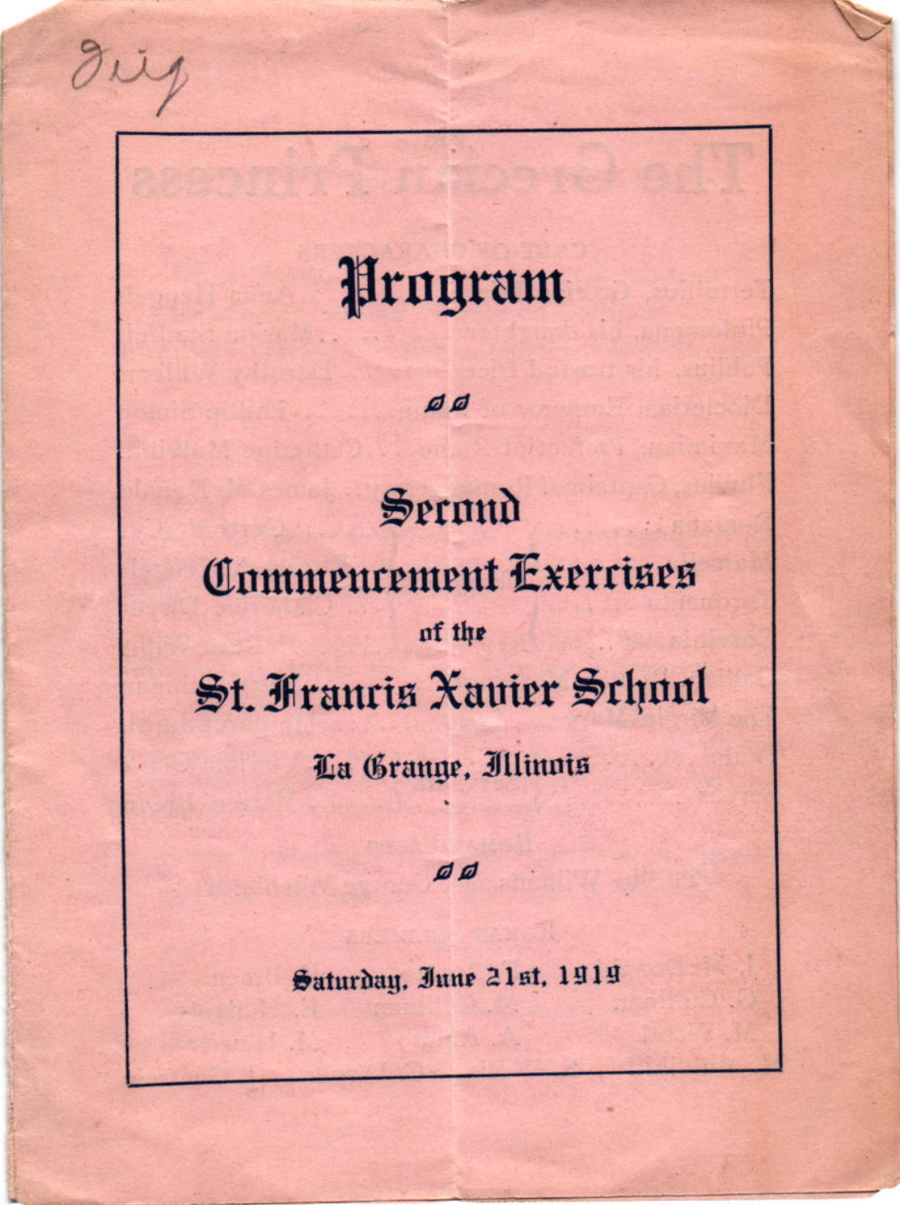Dig

# Program

## Second Commencement Exercises

of the

## St. Francis Xavier School

La Grange, Illinois

Saturday, June 21st, 1919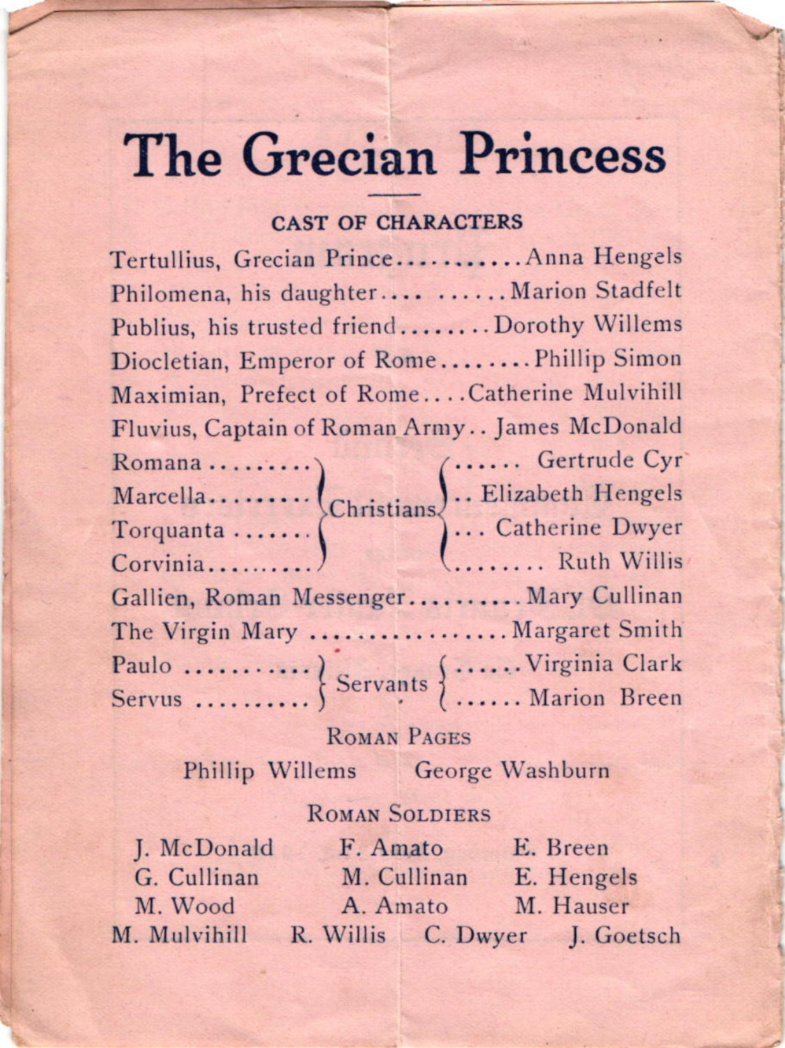# The Grecian Princess

## CAST OF CHARACTERS

Tertullius, Grecian Prince........... Anna Hengels
Philomena, his daughter.... ...... Marion Stadfelt
Publius, his trusted friend........ Dorothy Willems
Diocletian, Emperor of Rome........ Phillip Simon
Maximian, Prefect of Rome.... Catherine Mulvihill
Fluvius, Captain of Roman Army.. James McDonald

Christians:
Romana ......... Gertrude Cyr
Marcella......... Elizabeth Hengels
Torquanta ....... Catherine Dwyer
Corvinia.......... Ruth Willis

Gallien, Roman Messenger.......... Mary Cullinan
The Virgin Mary ................. Margaret Smith

Servants:
Paulo ........... Virginia Clark
Servus .......... Marion Breen

### ROMAN PAGES

Phillip Willems    George Washburn

### ROMAN SOLDIERS

J. McDonald    F. Amato    E. Breen
G. Cullinan    M. Cullinan    E. Hengels
M. Wood    A. Amato    M. Hauser
M. Mulvihill    R. Willis    C. Dwyer    J. Goetsch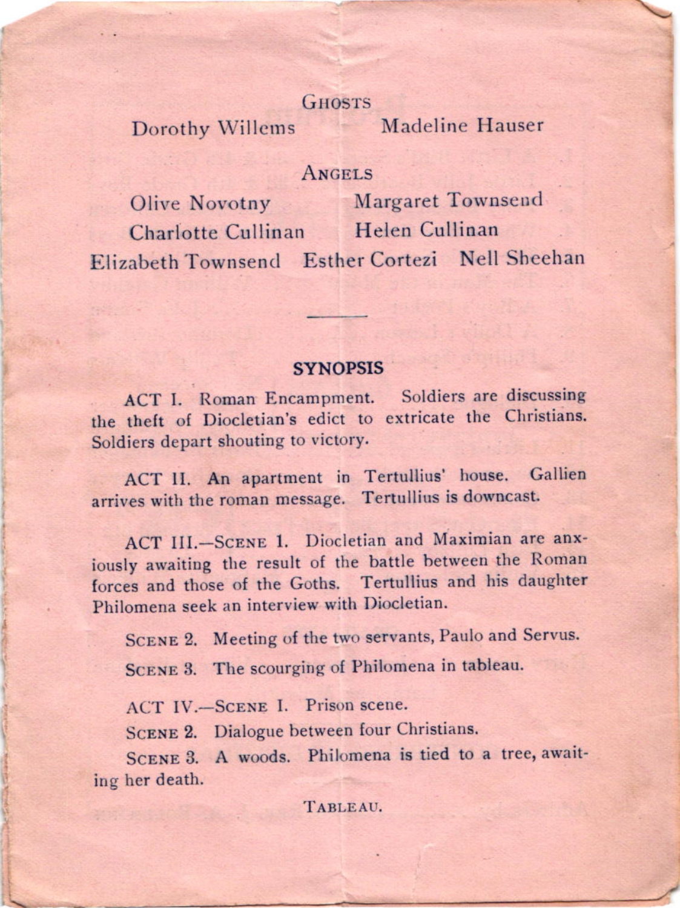### Ghosts

Dorothy Willems    Madeline Hauser

### Angels

Olive Novotny    Margaret Townsend
Charlotte Cullinan    Helen Cullinan
Elizabeth Townsend    Esther Cortezi    Nell Sheehan

---

## SYNOPSIS

ACT I. Roman Encampment. Soldiers are discussing the theft of Diocletian's edict to extricate the Christians. Soldiers depart shouting to victory.

ACT II. An apartment in Tertullius' house. Gallien arrives with the roman message. Tertullius is downcast.

ACT III.—SCENE 1. Diocletian and Maximian are anxiously awaiting the result of the battle between the Roman forces and those of the Goths. Tertullius and his daughter Philomena seek an interview with Diocletian.

SCENE 2. Meeting of the two servants, Paulo and Servus.

SCENE 3. The scourging of Philomena in tableau.

ACT IV.—SCENE I. Prison scene.

SCENE 2. Dialogue between four Christians.

SCENE 3. A woods. Philomena is tied to a tree, awaiting her death.

TABLEAU.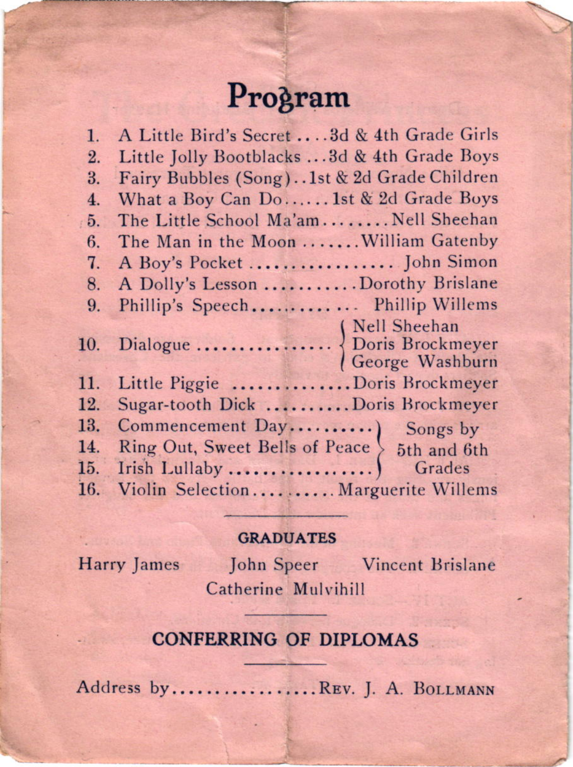# Program

1. A Little Bird's Secret ....3d & 4th Grade Girls
2. Little Jolly Bootblacks ...3d & 4th Grade Boys
3. Fairy Bubbles (Song)..1st & 2d Grade Children
4. What a Boy Can Do......1st & 2d Grade Boys
5. The Little School Ma'am........Nell Sheehan
6. The Man in the Moon .......William Gatenby
7. A Boy's Pocket ................. John Simon
8. A Dolly's Lesson ...........Dorothy Brislane
9. Phillip's Speech............ Phillip Willems
10. Dialogue ............... Nell Sheehan, Doris Brockmeyer, George Washburn
11. Little Piggie ..............Doris Brockmeyer
12. Sugar-tooth Dick ..........Doris Brockmeyer
13. Commencement Day..........
14. Ring Out, Sweet Bells of Peace
15. Irish Lullaby .................

    (13–15: Songs by 5th and 6th Grades)
16. Violin Selection..........Marguerite Willems

---

## GRADUATES

Harry James    John Speer    Vincent Brislane
Catherine Mulvihill

---

## CONFERRING OF DIPLOMAS

---

Address by.................REV. J. A. BOLLMANN